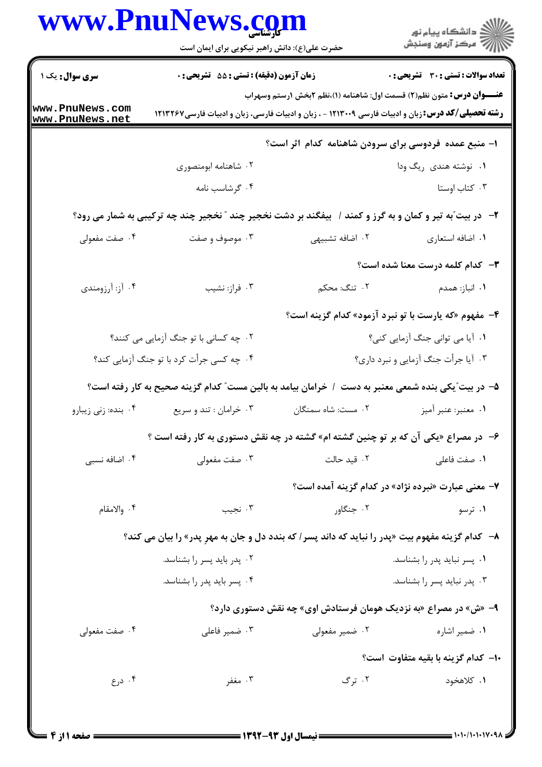**سری سوال:** یک ۱

**زمان آزمون (دقیقه) : تستی : ۵۵ تشریحی : ۰**

**تعداد سوالات : تستی : ۳۰ تشریحی : ۰**

**عنـــوان درس:** متون نظم(۲) قسمت اول: شاهنامه (۱)،نظم ۲بخش ۱رستم وسهراب

**رشته تحصیلی/کد درس:** زبان و ادبیات فارسی ۱۲۱۳۰۰۹ - ، زبان و ادبیات فارسی، زبان و ادبیات فارسی۱۲۱۳۲۶۷

۱- منبع عمده فردوسی برای سرودن شاهنامه کدام اثر است؟

۱. نوشته هندی ریگ ودا
۲. شاهنامه ابومنصوری
۳. کتاب اوستا
۴. گرشاسب نامه

۲- در بیت"به تیر و کمان و به گرز و کمند / بیفگند بر دشت نخجیر چند " نخجیر چند چه ترکیبی به شمار می رود؟

۱. اضافه استعاری
۲. اضافه تشبیهی
۳. موصوف و صفت
۴. صفت مفعولی

۳- کدام کلمه درست معنا شده است؟

۱. انباز: همدم
۲. تنگ: محکم
۳. فراز: نشیب
۴. آز: آرزومندی

۴- مفهوم «که یارست با تو نبرد آزمود» کدام گزینه است؟

۱. آیا می توانی جنگ آزمایی کنی؟
۲. چه کسانی با تو جنگ آزمایی می کنند؟
۳. آیا جرأت جنگ آزمایی و نبرد داری؟
۴. چه کسی جرأت کرد با تو جنگ آزمایی کند؟

۵- در بیت"یکی بنده شمعی معنبر به دست / خرامان بیامد به بالین مست" کدام گزینه صحیح به کار رفته است؟

۱. معنبر: عنبر آمیز
۲. مست: شاه سمنگان
۳. خرامان : تند و سریع
۴. بنده: زنی زیبارو

۶- در مصراع «یکی آن که بر تو چنین گشته ام» گشته در چه نقش دستوری به کار رفته است ؟

۱. صفت فاعلی
۲. قید حالت
۳. صفت مفعولی
۴. اضافه نسبی

۷- معنی عبارت «نبرده نژاد» در کدام گزینه آمده است؟

۱. ترسو
۲. جنگاور
۳. نجیب
۴. والامقام

۸- کدام گزینه مفهوم بیت «پدر را نباید که داند پسر / که بندد دل و جان به مهرِ پدر» را بیان می کند؟

۱. پسر نباید پدر را بشناسد.
۲. پدر باید پسر را بشناسد.
۳. پدر نباید پسر را بشناسد.
۴. پسر باید پدر را بشناسد.

۹- «ش» در مصراع «به نزدیک هومان فرستادش اوی» چه نقش دستوری دارد؟

۱. ضمیر اشاره
۲. ضمیر مفعولی
۳. ضمیر فاعلی
۴. صفت مفعولی

۱۰- کدام گزینه با بقیه متفاوت است؟

۱. کلاهخود
۲. ترگ
۳. مغفر
۴. درع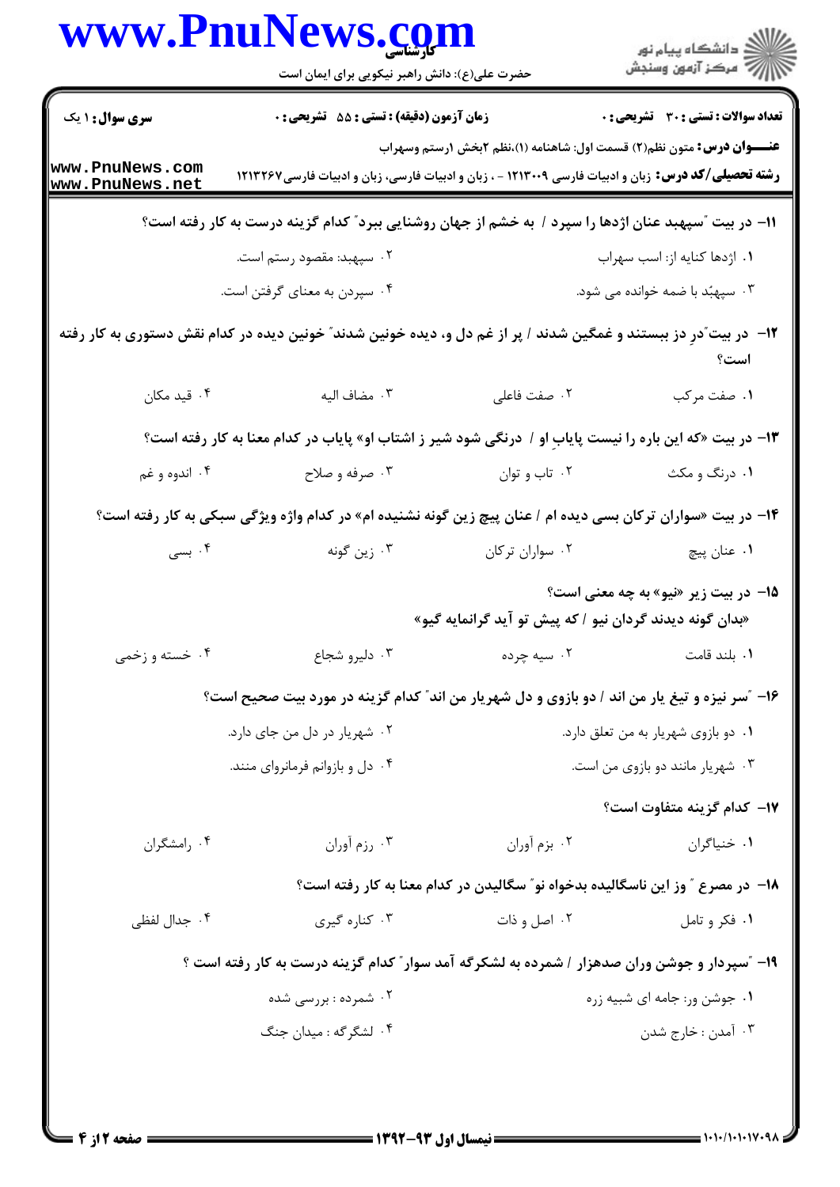| سری سوال: ۱ یک | زمان آزمون (دقیقه) : تستی : ۵۵ تشریحی : ۰ | تعداد سوالات : تستی : ۳۰ تشریحی : ۰ |
|---|---|---|

**عنوان درس:** متون نظم(۲) قسمت اول: شاهنامه (۱)،نظم ۲بخش ۱رستم وسهراب

**رشته تحصیلی/کد درس:** زبان و ادبیات فارسی ۱۲۱۳۰۰۹ - ، زبان و ادبیات فارسی، زبان و ادبیات فارسی۱۲۱۳۲۶۷

**۱۱- در بیت "سپهبد عنان اژدها را سپرد / به خشم از جهان روشنایی ببرد" کدام گزینه درست به کار رفته است؟**

۱. اژدها کنایه از: اسب سهراب
۲. سپهبد: مقصود رستم است.
۳. سپهبُد با ضمه خوانده می شود.
۴. سپردن به معنای گرفتن است.

**۱۲- در بیت"دِر دز ببستند و غمگین شدند / پر از غم دل و، دیده خونین شدند" خونین دیده در کدام نقش دستوری به کار رفته است؟**

۱. صفت مرکب
۲. صفت فاعلی
۳. مضاف الیه
۴. قید مکان

**۱۳- در بیت «که این باره را نیست پایابِ او / درنگی شود شیر ز اشتاب او» پایاب در کدام معنا به کار رفته است؟**

۱. درنگ و مکث
۲. تاب و توان
۳. صرفه و صلاح
۴. اندوه و غم

**۱۴- در بیت «سواران ترکان بسی دیده ام / عنان پیچ زین گونه نشنیده ام» در کدام واژه ویژگی سبکی به کار رفته است؟**

۱. عنان پیچ
۲. سواران ترکان
۳. زین گونه
۴. بسی

**۱۵- در بیت زیر «نیو» به چه معنی است؟**

«بدان گونه دیدند گردان نیو / که پیش تو آید گرانمایه گیو»

۱. بلند قامت
۲. سیه چرده
۳. دلیرو شجاع
۴. خسته و زخمی

**۱۶- "سر نیزه و تیغ یار من اند / دو بازوی و دل شهریار من اند" کدام گزینه در مورد بیت صحیح است؟**

۱. دو بازوی شهریار به من تعلق دارد.
۲. شهریار در دل من جای دارد.
۳. شهریار مانند دو بازوی من است.
۴. دل و بازوانم فرمانروای منند.

**۱۷- کدام گزینه متفاوت است؟**

۱. خنیاگران
۲. بزم آوران
۳. رزم آوران
۴. رامشگران

**۱۸- در مصرع " وز این ناسگالیده بدخواه نو" سگالیدن در کدام معنا به کار رفته است؟**

۱. فکر و تامل
۲. اصل و ذات
۳. کناره گیری
۴. جدال لفظی

**۱۹- "سپردار و جوشن وران صدهزار / شمرده به لشکرگه آمد سوار" کدام گزینه درست به کار رفته است ؟**

۱. جوشن ور: جامه ای شبیه زره
۲. شمرده : بررسی شده
۳. آمدن : خارج شدن
۴. لشگرگه : میدان جنگ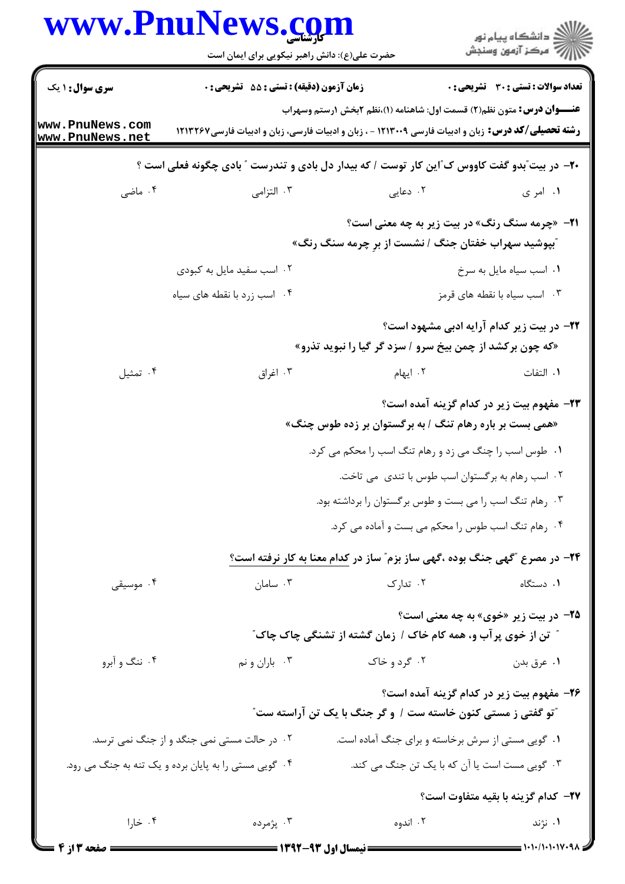**سری سوال:** ۱ یک

**زمان آزمون (دقیقه) : تستی : ۵۵ تشریحی : ۰**

**تعداد سوالات : تستی : ۳۰ تشریحی : ۰**

**عنـــوان درس:** متون نظم(۲) قسمت اول: شاهنامه (۱)،نظم ۲بخش ۱رستم وسهراب

**رشته تحصیلی/کد درس:** زبان و ادبیات فارسی ۱۲۱۳۰۰۹ - ، زبان و ادبیات فارسی، زبان و ادبیات فارسی۱۲۱۳۲۶۷

**۲۰- در بیت"بدو گفت کاووس ک"این کار توست / که بیدار دل بادی و تندرست " بادی چگونه فعلی است ؟**

۱. امر ی

۲. دعایی

۳. التزامی

۴. ماضی

**۲۱- «چرمه سنگ رنگ» در بیت زیر به چه معنی است؟**

**"بپوشید سهراب خفتان جنگ / نشست از برِ چرمه سنگ رنگ»**

۱. اسب سیاه مایل به سرخ

۲. اسب سفید مایل به کبودی

۳. اسب سیاه با نقطه های قرمز

۴. اسب زرد با نقطه های سیاه

**۲۲- در بیت زیر کدام آرایه ادبی مشهود است؟**

**«که چون برکشد از چمن بیخ سرو / سزد گر گیا را نبوید تذرو»**

۱. التفات

۲. ایهام

۳. اغراق

۴. تمثیل

**۲۳- مفهوم بیت زیر در کدام گزینه آمده است؟**

**«همی بست بر باره رهام تنگ / به برگستوان بر زده طوس چنگ»**

۱. طوس اسب را چنگ می زد و رهام تنگ اسب را محکم می کرد.

۲. اسب رهام به برگستوان اسب طوس با تندی می تاخت.

۳. رهام تنگ اسب را می بست و طوس برگستوان را برداشته بود.

۴. رهام تنگ اسب طوس را محکم می بست و آماده می کرد.

**۲۴- در مصرع "گهی جنگ بوده ،گهی ساز بزم" ساز در کدام معنا به کار نرفته است؟**

۱. دستگاه

۲. تدارک

۳. سامان

۴. موسیقی

**۲۵- در بیت زیر «خوی» به چه معنی است؟**

**" تن از خوی پرآب و، همه کام خاک / زمان گشته از تشنگی چاک چاک"**

۱. عرق بدن

۲. گرد و خاک

۳. باران و نم

۴. ننگ و آبرو

**۲۶- مفهوم بیت زیر در کدام گزینه آمده است؟**

**"تو گفتی ز مستی کنون خاسته ست / و گر جنگ با یک تن آراسته ست"**

۱. گویی مستی از سرش برخاسته و برای جنگ آماده است.

۲. در حالت مستی نمی جنگد و از جنگ نمی ترسد.

۳. گویی مست است یا آن که با یک تن جنگ می کند.

۴. گویی مستی را به پایان برده و یک تنه به جنگ می رود.

**۲۷- کدام گزینه با بقیه متفاوت است؟**

۱. نژند

۲. اندوه

۳. پژمرده

۴. خارا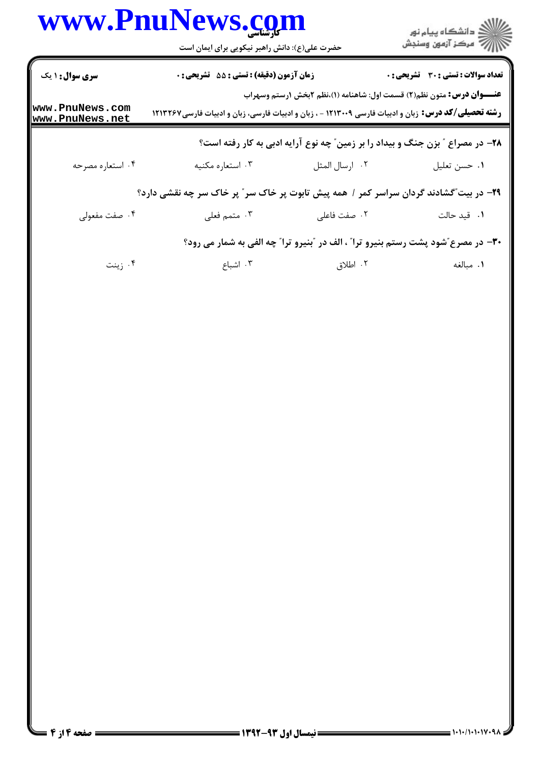**۲۸- در مصراع " بزن جنگ و بیداد را بر زمین" چه نوع آرایه ادبی به کار رفته است؟**

۱. حسن تعلیل

۲. ارسال المثل

۳. استعاره مکنیه

۴. استعاره مصرحه

**۲۹- در بیت"گشادند گردان سراسر کمر / همه پیش تابوت پر خاک سر" پر خاک سر چه نقشی دارد؟**

۱. قید حالت

۲. صفت فاعلی

۳. متمم فعلی

۴. صفت مفعولی

**۳۰- در مصرع"شود پشت رستم بنیرو ترا" ، الف در "بنیرو ترا" چه الفی به شمار می رود؟**

۱. مبالغه

۲. اطلاق

۳. اشباع

۴. زینت